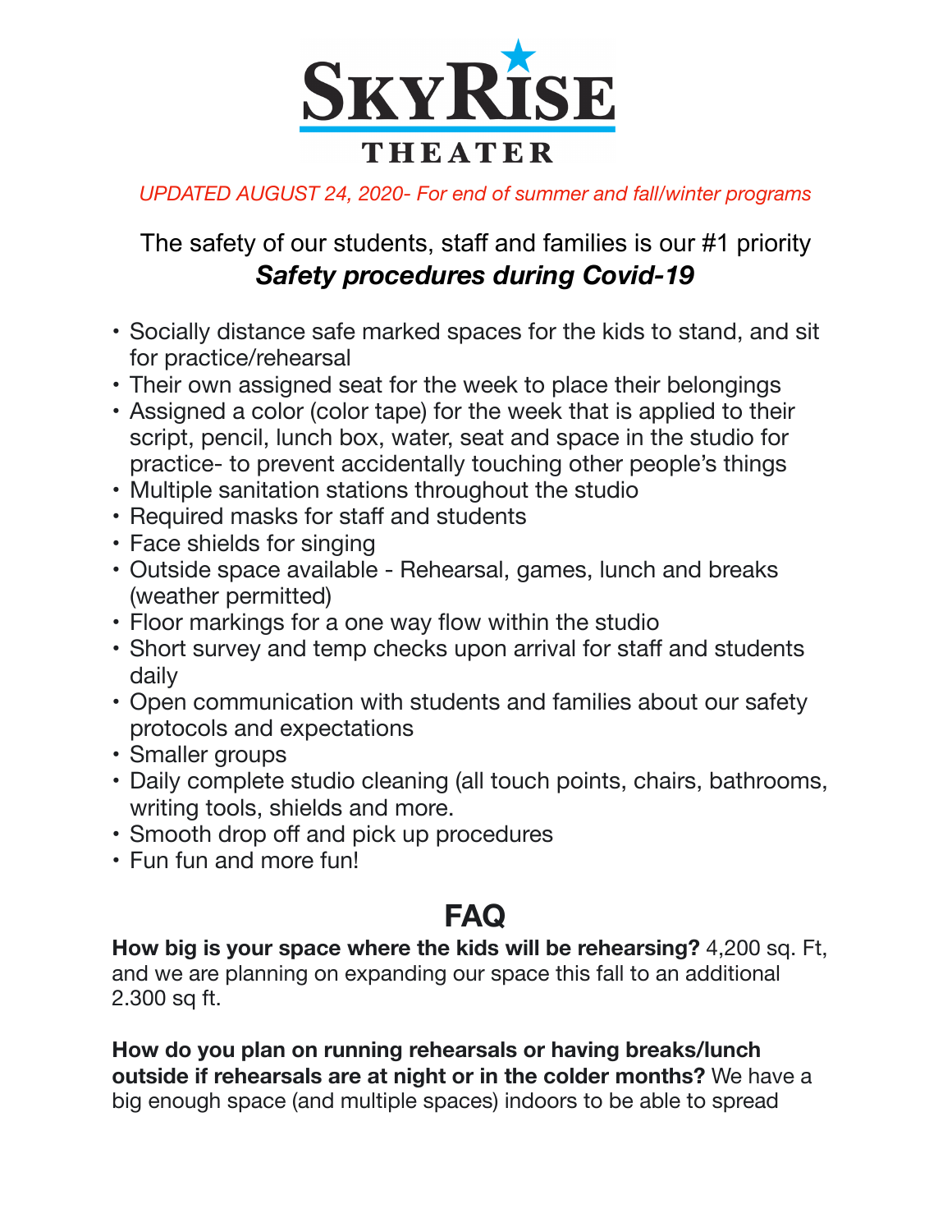# SkyRise Theater

*UPDATED AUGUST 24, 2020- For end of summer and fall/winter programs*

The safety of our students, staff and families is our #1 priority

***Safety procedures during Covid-19***

- Socially distance safe marked spaces for the kids to stand, and sit for practice/rehearsal
- Their own assigned seat for the week to place their belongings
- Assigned a color (color tape) for the week that is applied to their script, pencil, lunch box, water, seat and space in the studio for practice- to prevent accidentally touching other people's things
- Multiple sanitation stations throughout the studio
- Required masks for staff and students
- Face shields for singing
- Outside space available - Rehearsal, games, lunch and breaks (weather permitted)
- Floor markings for a one way flow within the studio
- Short survey and temp checks upon arrival for staff and students daily
- Open communication with students and families about our safety protocols and expectations
- Smaller groups
- Daily complete studio cleaning (all touch points, chairs, bathrooms, writing tools, shields and more.
- Smooth drop off and pick up procedures
- Fun fun and more fun!

## FAQ

**How big is your space where the kids will be rehearsing?** 4,200 sq. Ft, and we are planning on expanding our space this fall to an additional 2.300 sq ft.

**How do you plan on running rehearsals or having breaks/lunch outside if rehearsals are at night or in the colder months?** We have a big enough space (and multiple spaces) indoors to be able to spread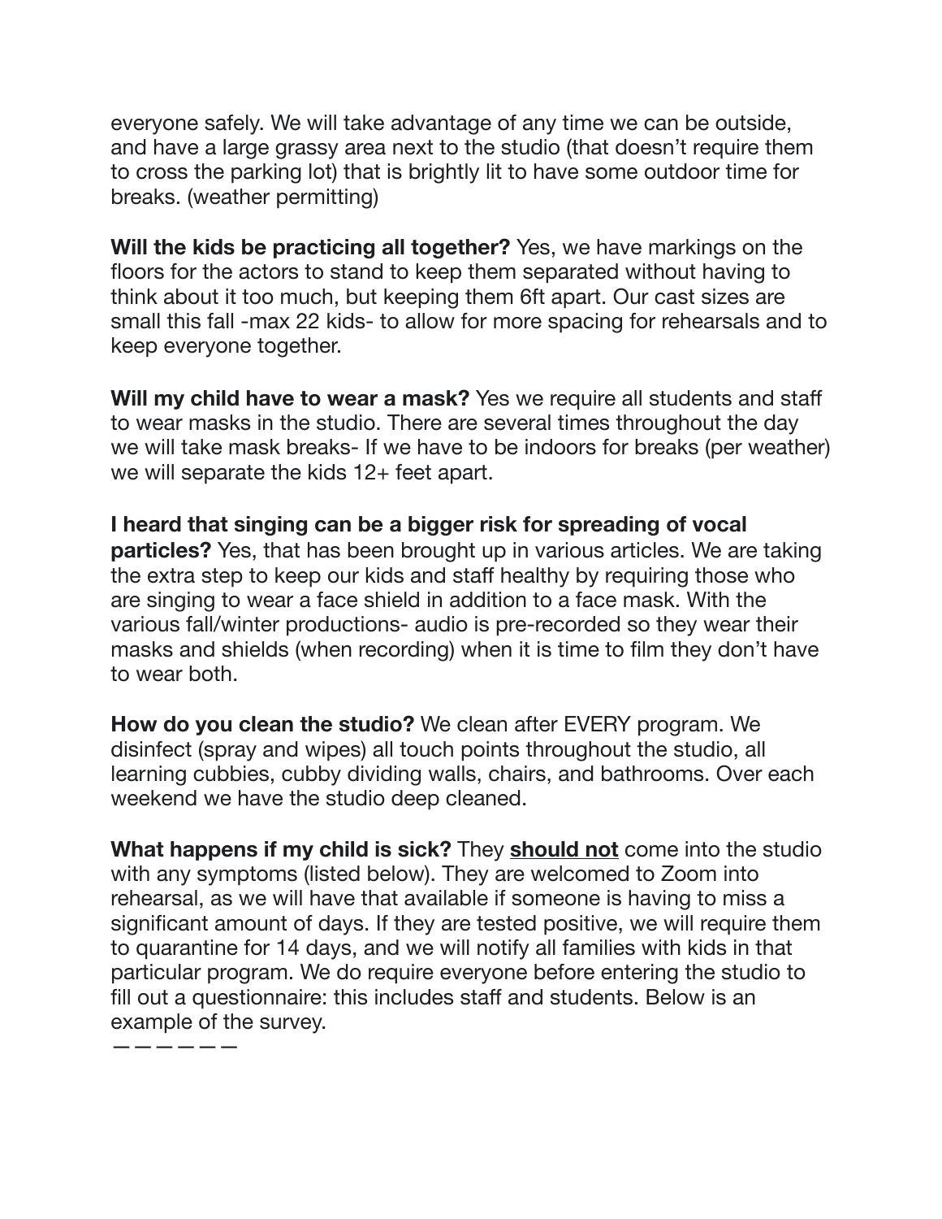everyone safely. We will take advantage of any time we can be outside, and have a large grassy area next to the studio (that doesn't require them to cross the parking lot) that is brightly lit to have some outdoor time for breaks. (weather permitting)

**Will the kids be practicing all together?** Yes, we have markings on the floors for the actors to stand to keep them separated without having to think about it too much, but keeping them 6ft apart. Our cast sizes are small this fall -max 22 kids- to allow for more spacing for rehearsals and to keep everyone together.

**Will my child have to wear a mask?** Yes we require all students and staff to wear masks in the studio. There are several times throughout the day we will take mask breaks- If we have to be indoors for breaks (per weather) we will separate the kids 12+ feet apart.

**I heard that singing can be a bigger risk for spreading of vocal particles?** Yes, that has been brought up in various articles. We are taking the extra step to keep our kids and staff healthy by requiring those who are singing to wear a face shield in addition to a face mask. With the various fall/winter productions- audio is pre-recorded so they wear their masks and shields (when recording) when it is time to film they don't have to wear both.

**How do you clean the studio?** We clean after EVERY program. We disinfect (spray and wipes) all touch points throughout the studio, all learning cubbies, cubby dividing walls, chairs, and bathrooms. Over each weekend we have the studio deep cleaned.

**What happens if my child is sick?** They <u>**should not**</u> come into the studio with any symptoms (listed below). They are welcomed to Zoom into rehearsal, as we will have that available if someone is having to miss a significant amount of days. If they are tested positive, we will require them to quarantine for 14 days, and we will notify all families with kids in that particular program. We do require everyone before entering the studio to fill out a questionnaire: this includes staff and students. Below is an example of the survey.

——————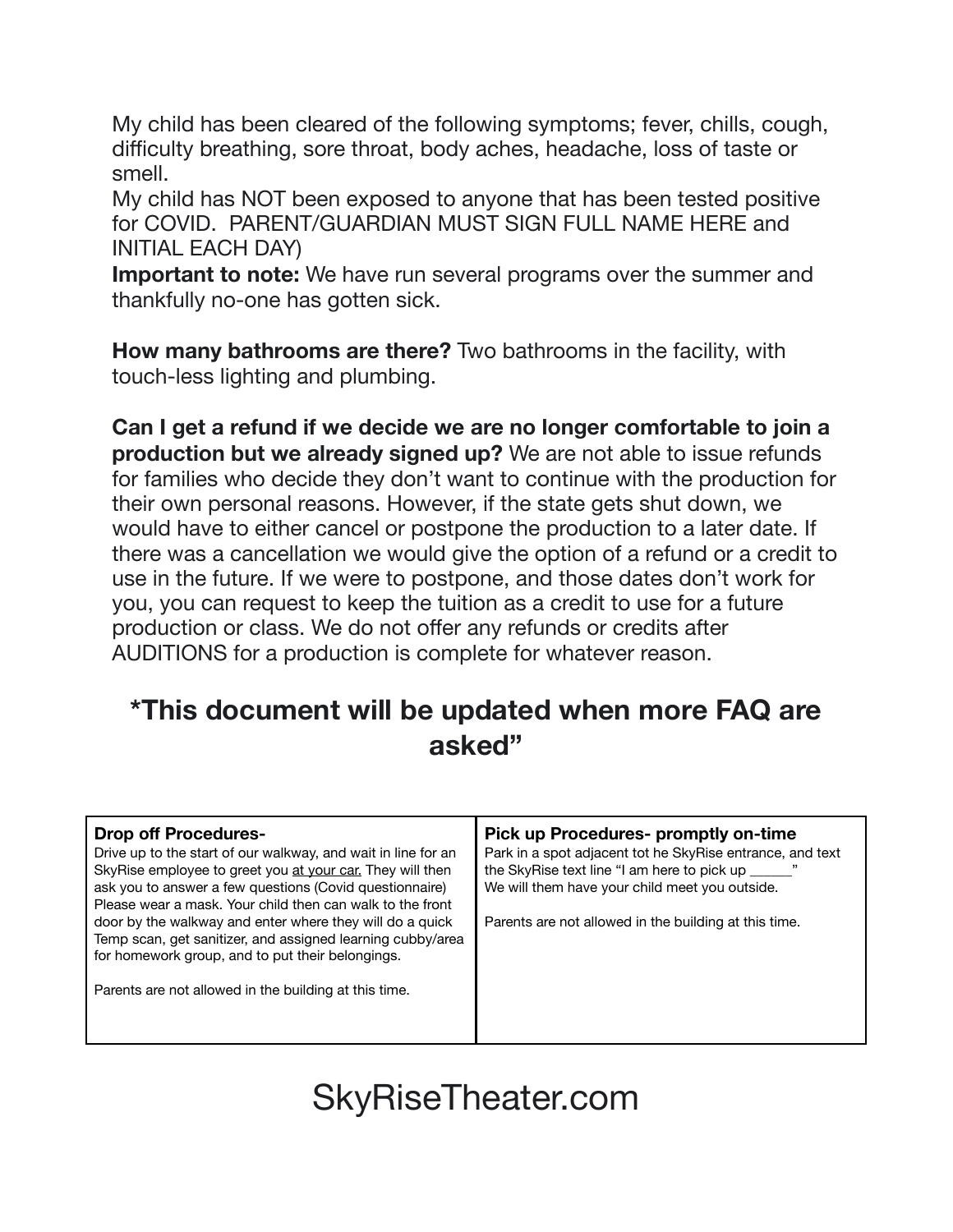My child has been cleared of the following symptoms; fever, chills, cough, difficulty breathing, sore throat, body aches, headache, loss of taste or smell.
My child has NOT been exposed to anyone that has been tested positive for COVID.  PARENT/GUARDIAN MUST SIGN FULL NAME HERE and INITIAL EACH DAY)
**Important to note:** We have run several programs over the summer and thankfully no-one has gotten sick.

**How many bathrooms are there?** Two bathrooms in the facility, with touch-less lighting and plumbing.

**Can I get a refund if we decide we are no longer comfortable to join a production but we already signed up?** We are not able to issue refunds for families who decide they don't want to continue with the production for their own personal reasons. However, if the state gets shut down, we would have to either cancel or postpone the production to a later date. If there was a cancellation we would give the option of a refund or a credit to use in the future. If we were to postpone, and those dates don't work for you, you can request to keep the tuition as a credit to use for a future production or class. We do not offer any refunds or credits after AUDITIONS for a production is complete for whatever reason.

## *This document will be updated when more FAQ are asked"

| **Drop off Procedures-** | **Pick up Procedures- promptly on-time** |
|---|---|
| Drive up to the start of our walkway, and wait in line for an SkyRise employee to greet you <u>at your car.</u> They will then ask you to answer a few questions (Covid questionnaire) Please wear a mask. Your child then can walk to the front door by the walkway and enter where they will do a quick Temp scan, get sanitizer, and assigned learning cubby/area for homework group, and to put their belongings.<br><br>Parents are not allowed in the building at this time. | Park in a spot adjacent tot he SkyRise entrance, and text the SkyRise text line "I am here to pick up ______"<br>We will them have your child meet you outside.<br><br>Parents are not allowed in the building at this time. |

SkyRiseTheater.com